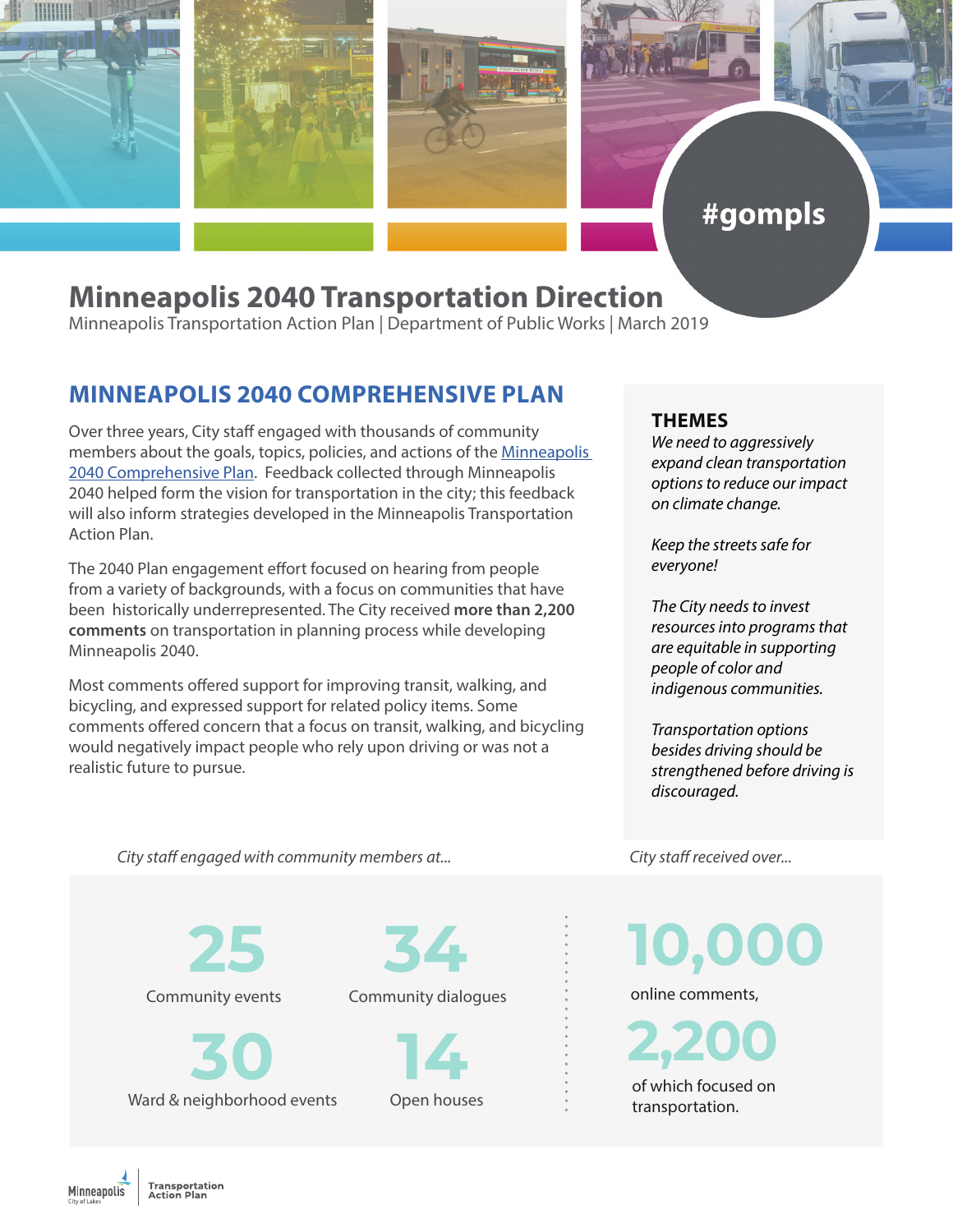#gompls

# Minneapolis 2040 Transportation Direction

Minneapolis Transportation Action Plan | Department of Public Works | March 2019

## MINNEAPOLIS 2040 COMPREHENSIVE PLAN

Over three years, City staff engaged with thousands of community members about the goals, topics, policies, and actions of the Minneapolis 2040 Comprehensive Plan. Feedback collected through Minneapolis 2040 helped form the vision for transportation in the city; this feedback will also inform strategies developed in the Minneapolis Transportation Action Plan.

The 2040 Plan engagement effort focused on hearing from people from a variety of backgrounds, with a focus on communities that have been historically underrepresented. The City received **more than 2,200 comments** on transportation in planning process while developing Minneapolis 2040.

Most comments offered support for improving transit, walking, and bicycling, and expressed support for related policy items. Some comments offered concern that a focus on transit, walking, and bicycling would negatively impact people who rely upon driving or was not a realistic future to pursue.

### THEMES

*We need to aggressively expand clean transportation options to reduce our impact on climate change.*

*Keep the streets safe for everyone!*

*The City needs to invest resources into programs that are equitable in supporting people of color and indigenous communities.*

*Transportation options besides driving should be strengthened before driving is discouraged.*

*City staff engaged with community members at...*

**25** Community events

**34** Community dialogues

**30** Ward & neighborhood events

**14** Open houses

*City staff received over...*

**10,000** online comments,

**2,200** of which focused on transportation.

Minneapolis City of Lakes | Transportation Action Plan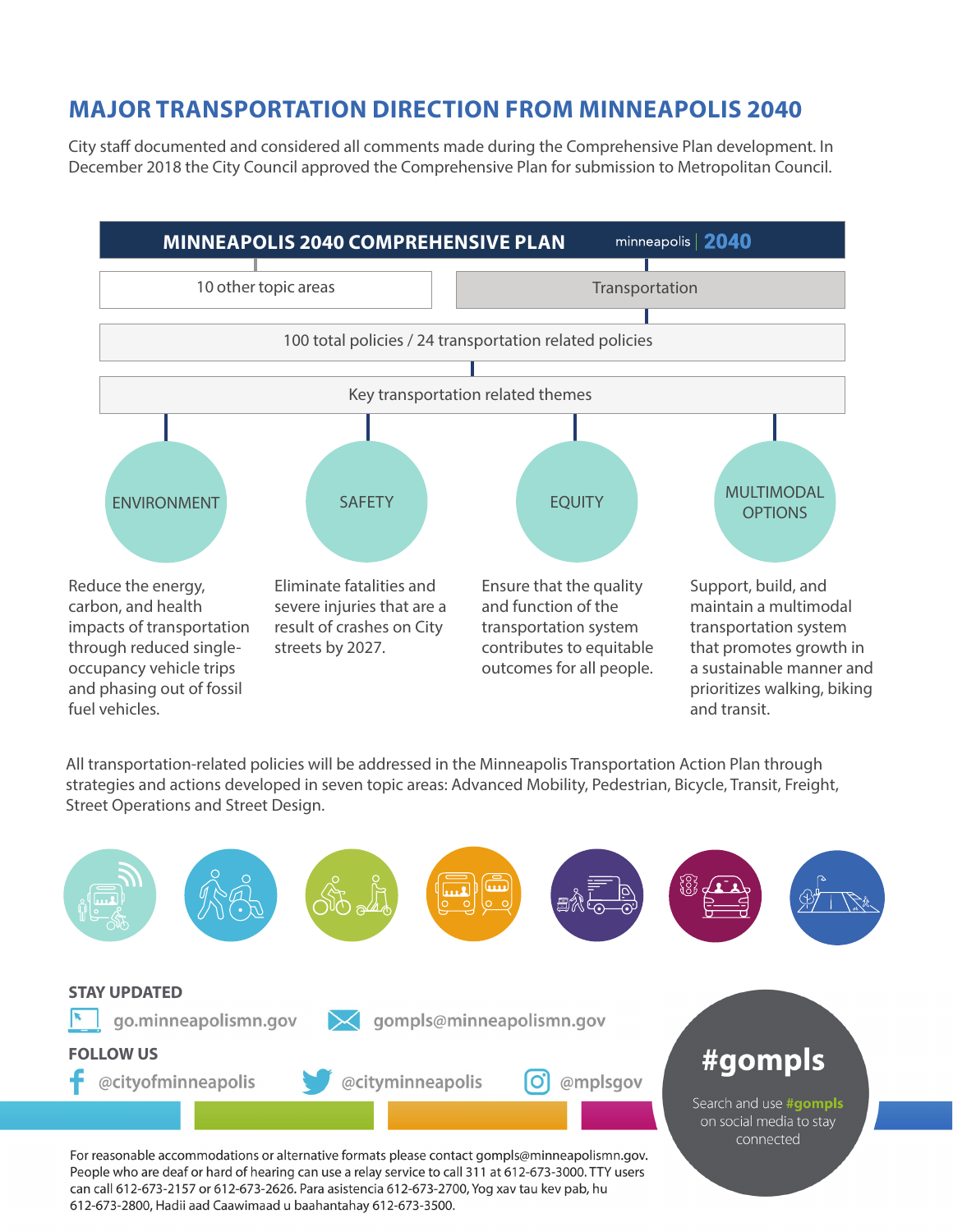## MAJOR TRANSPORTATION DIRECTION FROM MINNEAPOLIS 2040

City staff documented and considered all comments made during the Comprehensive Plan development. In December 2018 the City Council approved the Comprehensive Plan for submission to Metropolitan Council.

### MINNEAPOLIS 2040 COMPREHENSIVE PLAN

minneapolis | 2040

10 other topic areas

Transportation

100 total policies / 24 transportation related policies

Key transportation related themes

**ENVIRONMENT**

Reduce the energy, carbon, and health impacts of transportation through reduced single-occupancy vehicle trips and phasing out of fossil fuel vehicles.

**SAFETY**

Eliminate fatalities and severe injuries that are a result of crashes on City streets by 2027.

**EQUITY**

Ensure that the quality and function of the transportation system contributes to equitable outcomes for all people.

**MULTIMODAL OPTIONS**

Support, build, and maintain a multimodal transportation system that promotes growth in a sustainable manner and prioritizes walking, biking and transit.

All transportation-related policies will be addressed in the Minneapolis Transportation Action Plan through strategies and actions developed in seven topic areas: Advanced Mobility, Pedestrian, Bicycle, Transit, Freight, Street Operations and Street Design.

**STAY UPDATED**

go.minneapolismn.gov

gompls@minneapolismn.gov

**FOLLOW US**

@cityofminneapolis

@cityminneapolis

@mplsgov

**#gompls**

Search and use **#gompls** on social media to stay connected

For reasonable accommodations or alternative formats please contact gompls@minneapolismn.gov. People who are deaf or hard of hearing can use a relay service to call 311 at 612-673-3000. TTY users can call 612-673-2157 or 612-673-2626. Para asistencia 612-673-2700, Yog xav tau kev pab, hu 612-673-2800, Hadii aad Caawimaad u baahantahay 612-673-3500.